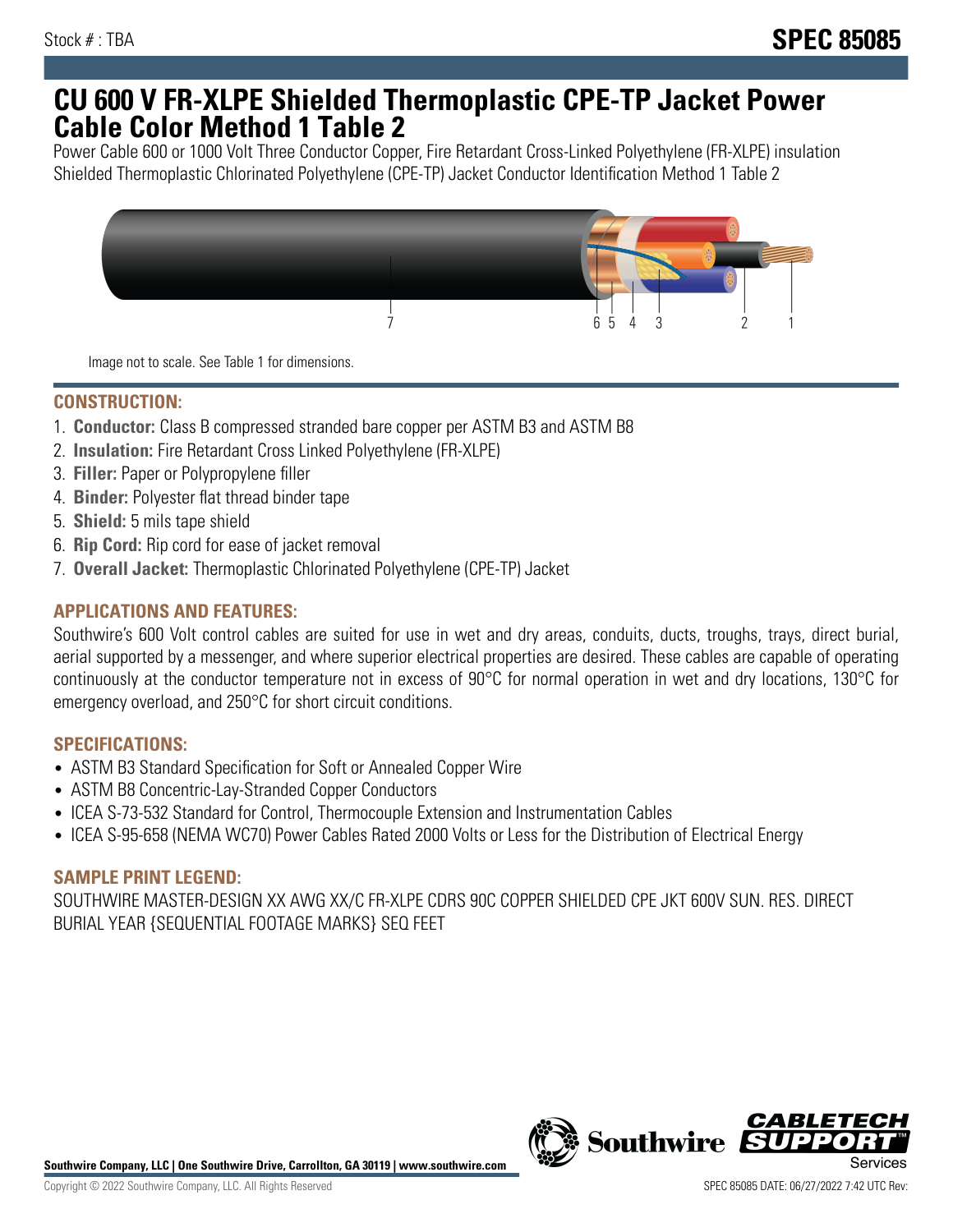Stock # : TBA

# SPEC 85085

# CU 600 V FR-XLPE Shielded Thermoplastic CPE-TP Jacket Power Cable Color Method 1 Table 2

Power Cable 600 or 1000 Volt Three Conductor Copper, Fire Retardant Cross-Linked Polyethylene (FR-XLPE) insulation Shielded Thermoplastic Chlorinated Polyethylene (CPE-TP) Jacket Conductor Identification Method 1 Table 2

Image not to scale. See Table 1 for dimensions.

## CONSTRUCTION:

1. **Conductor:** Class B compressed stranded bare copper per ASTM B3 and ASTM B8
2. **Insulation:** Fire Retardant Cross Linked Polyethylene (FR-XLPE)
3. **Filler:** Paper or Polypropylene filler
4. **Binder:** Polyester flat thread binder tape
5. **Shield:** 5 mils tape shield
6. **Rip Cord:** Rip cord for ease of jacket removal
7. **Overall Jacket:** Thermoplastic Chlorinated Polyethylene (CPE-TP) Jacket

## APPLICATIONS AND FEATURES:

Southwire's 600 Volt control cables are suited for use in wet and dry areas, conduits, ducts, troughs, trays, direct burial, aerial supported by a messenger, and where superior electrical properties are desired. These cables are capable of operating continuously at the conductor temperature not in excess of 90°C for normal operation in wet and dry locations, 130°C for emergency overload, and 250°C for short circuit conditions.

## SPECIFICATIONS:

- ASTM B3 Standard Specification for Soft or Annealed Copper Wire
- ASTM B8 Concentric-Lay-Stranded Copper Conductors
- ICEA S-73-532 Standard for Control, Thermocouple Extension and Instrumentation Cables
- ICEA S-95-658 (NEMA WC70) Power Cables Rated 2000 Volts or Less for the Distribution of Electrical Energy

## SAMPLE PRINT LEGEND:

SOUTHWIRE MASTER-DESIGN XX AWG XX/C FR-XLPE CDRS 90C COPPER SHIELDED CPE JKT 600V SUN. RES. DIRECT BURIAL YEAR {SEQUENTIAL FOOTAGE MARKS} SEQ FEET

**Southwire Company, LLC | One Southwire Drive, Carrollton, GA 30119 | www.southwire.com**

Copyright © 2022 Southwire Company, LLC. All Rights Reserved

SPEC 85085 DATE: 06/27/2022 7:42 UTC Rev: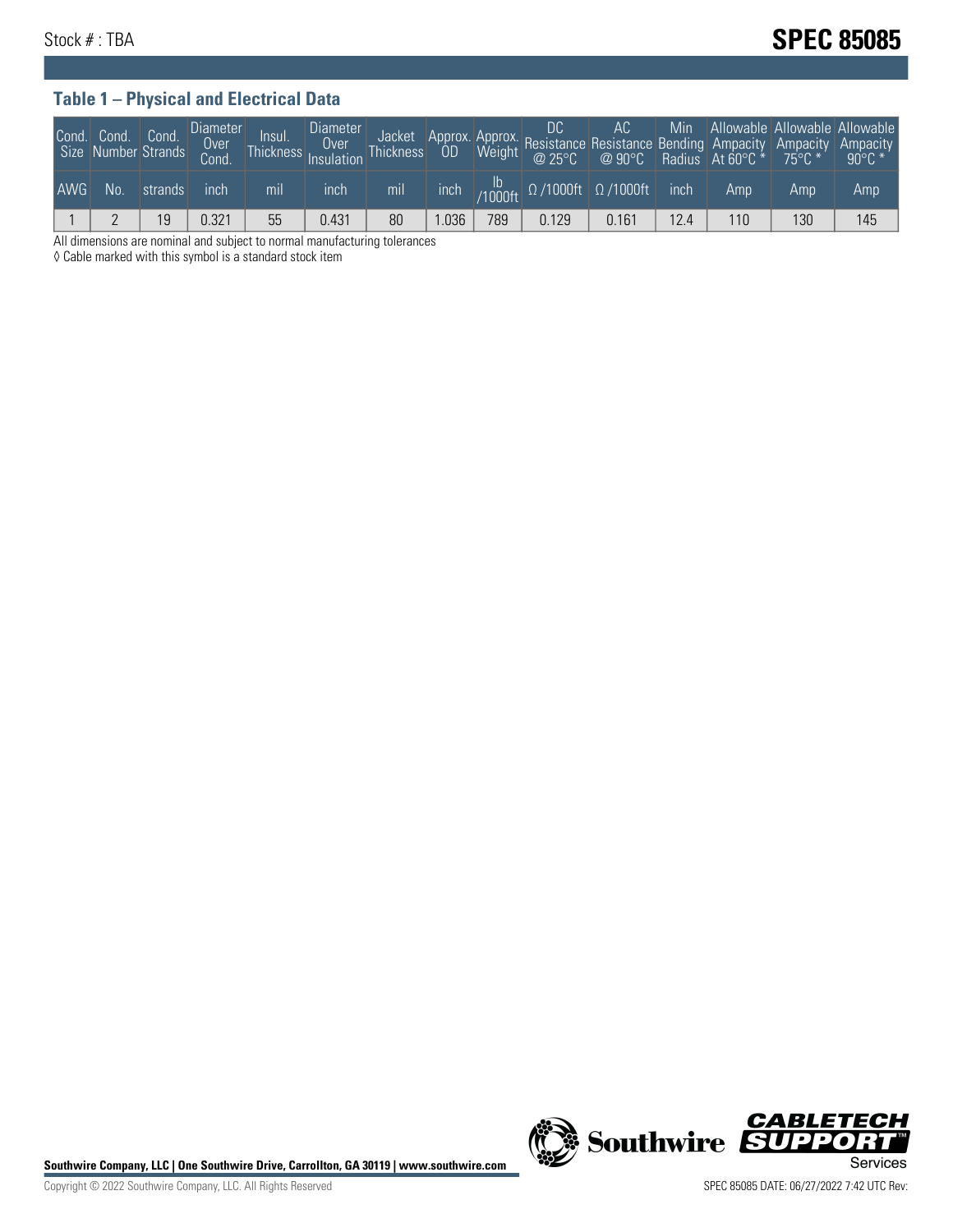### Table 1 – Physical and Electrical Data

| Cond. Size | Cond. Number | Cond. Strands | Diameter Over Cond. | Insul. Thickness | Diameter Over Insulation | Jacket Thickness | Approx. OD | Approx. Weight | DC Resistance @ 25°C | AC Resistance @ 90°C | Min Bending Radius | Allowable Ampacity At 60°C * | Allowable Ampacity 75°C * | Allowable Ampacity 90°C * |
|---|---|---|---|---|---|---|---|---|---|---|---|---|---|---|
| AWG | No. | strands | inch | mil | inch | mil | inch | lb /1000ft | Ω /1000ft | Ω /1000ft | inch | Amp | Amp | Amp |
| 1 | 2 | 19 | 0.321 | 55 | 0.431 | 80 | 1.036 | 789 | 0.129 | 0.161 | 12.4 | 110 | 130 | 145 |

All dimensions are nominal and subject to normal manufacturing tolerances

◊ Cable marked with this symbol is a standard stock item